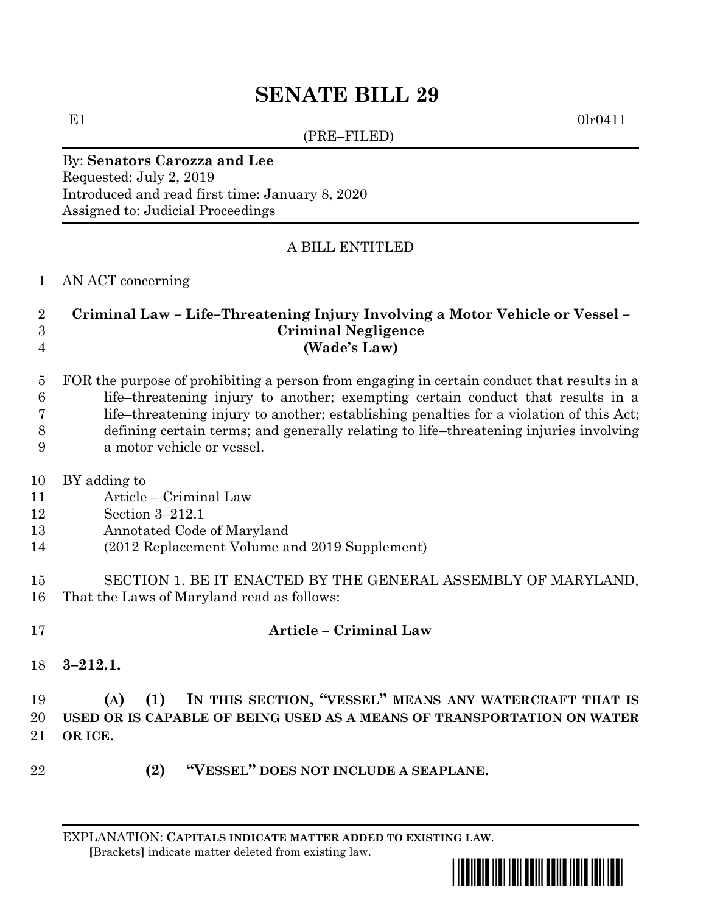# SENATE BILL 29

E1 0lr0411

(PRE–FILED)

By: **Senators Carozza and Lee**
Requested: July 2, 2019
Introduced and read first time: January 8, 2020
Assigned to: Judicial Proceedings

A BILL ENTITLED

1 AN ACT concerning

2 **Criminal Law – Life–Threatening Injury Involving a Motor Vehicle or Vessel –**
3 **Criminal Negligence**
4 **(Wade's Law)**

5 FOR the purpose of prohibiting a person from engaging in certain conduct that results in a
6 life–threatening injury to another; exempting certain conduct that results in a
7 life–threatening injury to another; establishing penalties for a violation of this Act;
8 defining certain terms; and generally relating to life–threatening injuries involving
9 a motor vehicle or vessel.

10 BY adding to
11 Article – Criminal Law
12 Section 3–212.1
13 Annotated Code of Maryland
14 (2012 Replacement Volume and 2019 Supplement)

15 SECTION 1. BE IT ENACTED BY THE GENERAL ASSEMBLY OF MARYLAND,
16 That the Laws of Maryland read as follows:

17 **Article – Criminal Law**

18 **3–212.1.**

19 **(A) (1) IN THIS SECTION, "VESSEL" MEANS ANY WATERCRAFT THAT IS**
20 **USED OR IS CAPABLE OF BEING USED AS A MEANS OF TRANSPORTATION ON WATER**
21 **OR ICE.**

22 **(2) "VESSEL" DOES NOT INCLUDE A SEAPLANE.**

EXPLANATION: **CAPITALS INDICATE MATTER ADDED TO EXISTING LAW**.
**[**Brackets**]** indicate matter deleted from existing law.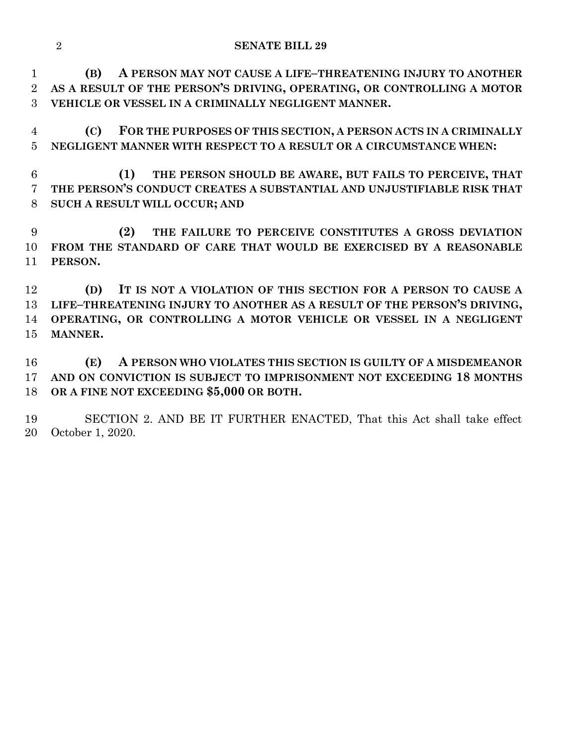**(B) A PERSON MAY NOT CAUSE A LIFE–THREATENING INJURY TO ANOTHER AS A RESULT OF THE PERSON'S DRIVING, OPERATING, OR CONTROLLING A MOTOR VEHICLE OR VESSEL IN A CRIMINALLY NEGLIGENT MANNER.**

**(C) FOR THE PURPOSES OF THIS SECTION, A PERSON ACTS IN A CRIMINALLY NEGLIGENT MANNER WITH RESPECT TO A RESULT OR A CIRCUMSTANCE WHEN:**

**(1) THE PERSON SHOULD BE AWARE, BUT FAILS TO PERCEIVE, THAT THE PERSON'S CONDUCT CREATES A SUBSTANTIAL AND UNJUSTIFIABLE RISK THAT SUCH A RESULT WILL OCCUR; AND**

**(2) THE FAILURE TO PERCEIVE CONSTITUTES A GROSS DEVIATION FROM THE STANDARD OF CARE THAT WOULD BE EXERCISED BY A REASONABLE PERSON.**

**(D) IT IS NOT A VIOLATION OF THIS SECTION FOR A PERSON TO CAUSE A LIFE–THREATENING INJURY TO ANOTHER AS A RESULT OF THE PERSON'S DRIVING, OPERATING, OR CONTROLLING A MOTOR VEHICLE OR VESSEL IN A NEGLIGENT MANNER.**

**(E) A PERSON WHO VIOLATES THIS SECTION IS GUILTY OF A MISDEMEANOR AND ON CONVICTION IS SUBJECT TO IMPRISONMENT NOT EXCEEDING 18 MONTHS OR A FINE NOT EXCEEDING $5,000 OR BOTH.**

SECTION 2. AND BE IT FURTHER ENACTED, That this Act shall take effect October 1, 2020.